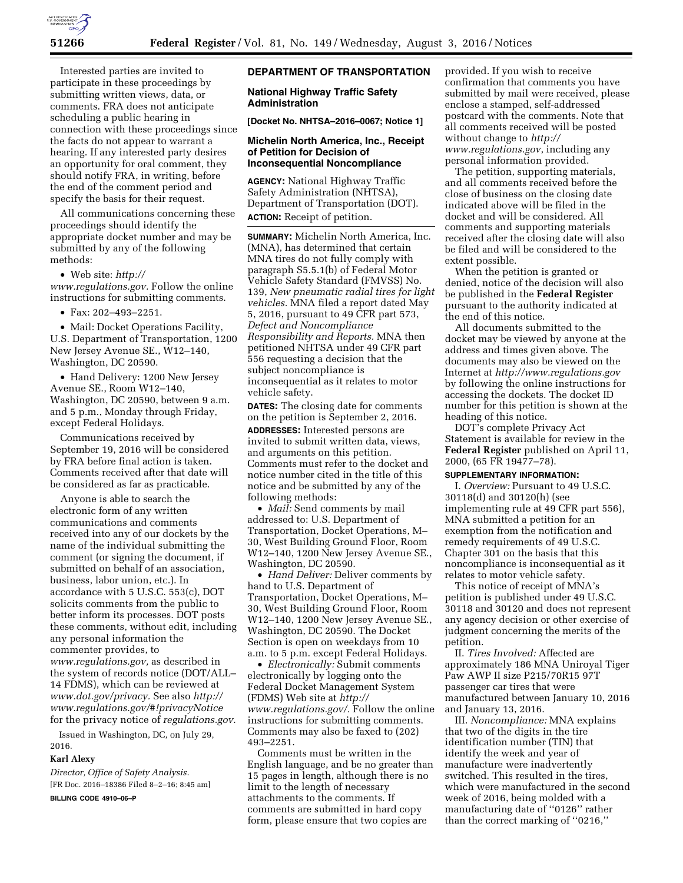Interested parties are invited to participate in these proceedings by submitting written views, data, or comments. FRA does not anticipate scheduling a public hearing in connection with these proceedings since the facts do not appear to warrant a hearing. If any interested party desires an opportunity for oral comment, they should notify FRA, in writing, before the end of the comment period and specify the basis for their request.

All communications concerning these proceedings should identify the appropriate docket number and may be submitted by any of the following methods:

- Web site: *http://www.regulations.gov.* Follow the online instructions for submitting comments.
- Fax: 202–493–2251.
- Mail: Docket Operations Facility, U.S. Department of Transportation, 1200 New Jersey Avenue SE., W12–140, Washington, DC 20590.
- Hand Delivery: 1200 New Jersey Avenue SE., Room W12–140, Washington, DC 20590, between 9 a.m. and 5 p.m., Monday through Friday, except Federal Holidays.

Communications received by September 19, 2016 will be considered by FRA before final action is taken. Comments received after that date will be considered as far as practicable.

Anyone is able to search the electronic form of any written communications and comments received into any of our dockets by the name of the individual submitting the comment (or signing the document, if submitted on behalf of an association, business, labor union, etc.). In accordance with 5 U.S.C. 553(c), DOT solicits comments from the public to better inform its processes. DOT posts these comments, without edit, including any personal information the commenter provides, to *www.regulations.gov,* as described in the system of records notice (DOT/ALL–14 FDMS), which can be reviewed at *www.dot.gov/privacy.* See also *http://www.regulations.gov/#!privacyNotice* for the privacy notice of *regulations.gov.*

Issued in Washington, DC, on July 29, 2016.

**Karl Alexy**

*Director, Office of Safety Analysis.*

[FR Doc. 2016–18386 Filed 8–2–16; 8:45 am]

**BILLING CODE 4910–06–P**

## DEPARTMENT OF TRANSPORTATION

### National Highway Traffic Safety Administration

**[Docket No. NHTSA–2016–0067; Notice 1]**

### Michelin North America, Inc., Receipt of Petition for Decision of Inconsequential Noncompliance

**AGENCY:** National Highway Traffic Safety Administration (NHTSA), Department of Transportation (DOT).

**ACTION:** Receipt of petition.

**SUMMARY:** Michelin North America, Inc. (MNA), has determined that certain MNA tires do not fully comply with paragraph S5.5.1(b) of Federal Motor Vehicle Safety Standard (FMVSS) No. 139, *New pneumatic radial tires for light vehicles.* MNA filed a report dated May 5, 2016, pursuant to 49 CFR part 573, *Defect and Noncompliance Responsibility and Reports.* MNA then petitioned NHTSA under 49 CFR part 556 requesting a decision that the subject noncompliance is inconsequential as it relates to motor vehicle safety.

**DATES:** The closing date for comments on the petition is September 2, 2016.

**ADDRESSES:** Interested persons are invited to submit written data, views, and arguments on this petition. Comments must refer to the docket and notice number cited in the title of this notice and be submitted by any of the following methods:

- *Mail:* Send comments by mail addressed to: U.S. Department of Transportation, Docket Operations, M–30, West Building Ground Floor, Room W12–140, 1200 New Jersey Avenue SE., Washington, DC 20590.
- *Hand Deliver:* Deliver comments by hand to U.S. Department of Transportation, Docket Operations, M–30, West Building Ground Floor, Room W12–140, 1200 New Jersey Avenue SE., Washington, DC 20590. The Docket Section is open on weekdays from 10 a.m. to 5 p.m. except Federal Holidays.
- *Electronically:* Submit comments electronically by logging onto the Federal Docket Management System (FDMS) Web site at *http://www.regulations.gov/.* Follow the online instructions for submitting comments. Comments may also be faxed to (202) 493–2251.

Comments must be written in the English language, and be no greater than 15 pages in length, although there is no limit to the length of necessary attachments to the comments. If comments are submitted in hard copy form, please ensure that two copies are provided. If you wish to receive confirmation that comments you have submitted by mail were received, please enclose a stamped, self-addressed postcard with the comments. Note that all comments received will be posted without change to *http://www.regulations.gov*, including any personal information provided.

The petition, supporting materials, and all comments received before the close of business on the closing date indicated above will be filed in the docket and will be considered. All comments and supporting materials received after the closing date will also be filed and will be considered to the extent possible.

When the petition is granted or denied, notice of the decision will also be published in the **Federal Register** pursuant to the authority indicated at the end of this notice.

All documents submitted to the docket may be viewed by anyone at the address and times given above. The documents may also be viewed on the Internet at *http://www.regulations.gov* by following the online instructions for accessing the dockets. The docket ID number for this petition is shown at the heading of this notice.

DOT's complete Privacy Act Statement is available for review in the **Federal Register** published on April 11, 2000, (65 FR 19477–78).

**SUPPLEMENTARY INFORMATION:**

I. *Overview:* Pursuant to 49 U.S.C. 30118(d) and 30120(h) (see implementing rule at 49 CFR part 556), MNA submitted a petition for an exemption from the notification and remedy requirements of 49 U.S.C. Chapter 301 on the basis that this noncompliance is inconsequential as it relates to motor vehicle safety.

This notice of receipt of MNA's petition is published under 49 U.S.C. 30118 and 30120 and does not represent any agency decision or other exercise of judgment concerning the merits of the petition.

II. *Tires Involved:* Affected are approximately 186 MNA Uniroyal Tiger Paw AWP II size P215/70R15 97T passenger car tires that were manufactured between January 10, 2016 and January 13, 2016.

III. *Noncompliance:* MNA explains that two of the digits in the tire identification number (TIN) that identify the week and year of manufacture were inadvertently switched. This resulted in the tires, which were manufactured in the second week of 2016, being molded with a manufacturing date of ''0126'' rather than the correct marking of ''0216,''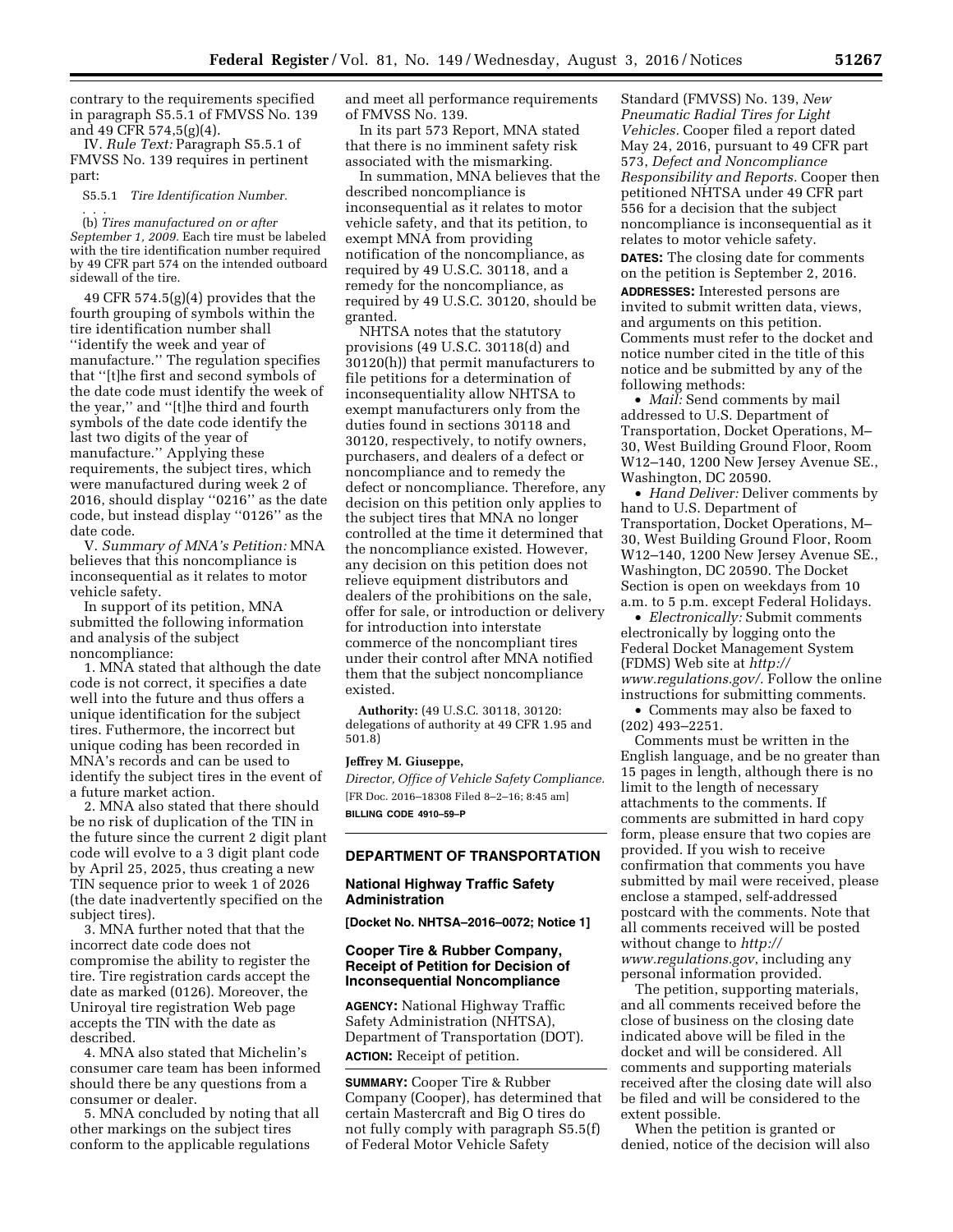contrary to the requirements specified in paragraph S5.5.1 of FMVSS No. 139 and 49 CFR 574,5(g)(4).

IV. *Rule Text:* Paragraph S5.5.1 of FMVSS No. 139 requires in pertinent part:

S5.5.1 *Tire Identification Number.*

. . .

(b) *Tires manufactured on or after September 1, 2009.* Each tire must be labeled with the tire identification number required by 49 CFR part 574 on the intended outboard sidewall of the tire.

49 CFR 574.5(g)(4) provides that the fourth grouping of symbols within the tire identification number shall ''identify the week and year of manufacture.'' The regulation specifies that ''[t]he first and second symbols of the date code must identify the week of the year,'' and ''[t]he third and fourth symbols of the date code identify the last two digits of the year of manufacture.'' Applying these requirements, the subject tires, which were manufactured during week 2 of 2016, should display ''0216'' as the date code, but instead display ''0126'' as the date code.

V. *Summary of MNA's Petition:* MNA believes that this noncompliance is inconsequential as it relates to motor vehicle safety.

In support of its petition, MNA submitted the following information and analysis of the subject noncompliance:

1. MNA stated that although the date code is not correct, it specifies a date well into the future and thus offers a unique identification for the subject tires. Futhermore, the incorrect but unique coding has been recorded in MNA's records and can be used to identify the subject tires in the event of a future market action.

2. MNA also stated that there should be no risk of duplication of the TIN in the future since the current 2 digit plant code will evolve to a 3 digit plant code by April 25, 2025, thus creating a new TIN sequence prior to week 1 of 2026 (the date inadvertently specified on the subject tires).

3. MNA further noted that that the incorrect date code does not compromise the ability to register the tire. Tire registration cards accept the date as marked (0126). Moreover, the Uniroyal tire registration Web page accepts the TIN with the date as described.

4. MNA also stated that Michelin's consumer care team has been informed should there be any questions from a consumer or dealer.

5. MNA concluded by noting that all other markings on the subject tires conform to the applicable regulations and meet all performance requirements of FMVSS No. 139.

In its part 573 Report, MNA stated that there is no imminent safety risk associated with the mismarking.

In summation, MNA believes that the described noncompliance is inconsequential as it relates to motor vehicle safety, and that its petition, to exempt MNA from providing notification of the noncompliance, as required by 49 U.S.C. 30118, and a remedy for the noncompliance, as required by 49 U.S.C. 30120, should be granted.

NHTSA notes that the statutory provisions (49 U.S.C. 30118(d) and 30120(h)) that permit manufacturers to file petitions for a determination of inconsequentiality allow NHTSA to exempt manufacturers only from the duties found in sections 30118 and 30120, respectively, to notify owners, purchasers, and dealers of a defect or noncompliance and to remedy the defect or noncompliance. Therefore, any decision on this petition only applies to the subject tires that MNA no longer controlled at the time it determined that the noncompliance existed. However, any decision on this petition does not relieve equipment distributors and dealers of the prohibitions on the sale, offer for sale, or introduction or delivery for introduction into interstate commerce of the noncompliant tires under their control after MNA notified them that the subject noncompliance existed.

**Authority:** (49 U.S.C. 30118, 30120: delegations of authority at 49 CFR 1.95 and 501.8)

**Jeffrey M. Giuseppe,**

*Director, Office of Vehicle Safety Compliance.*

[FR Doc. 2016–18308 Filed 8–2–16; 8:45 am]

**BILLING CODE 4910–59–P**

## DEPARTMENT OF TRANSPORTATION

### National Highway Traffic Safety Administration

**[Docket No. NHTSA–2016–0072; Notice 1]**

### Cooper Tire & Rubber Company, Receipt of Petition for Decision of Inconsequential Noncompliance

**AGENCY:** National Highway Traffic Safety Administration (NHTSA), Department of Transportation (DOT).

**ACTION:** Receipt of petition.

**SUMMARY:** Cooper Tire & Rubber Company (Cooper), has determined that certain Mastercraft and Big O tires do not fully comply with paragraph S5.5(f) of Federal Motor Vehicle Safety Standard (FMVSS) No. 139, *New Pneumatic Radial Tires for Light Vehicles.* Cooper filed a report dated May 24, 2016, pursuant to 49 CFR part 573, *Defect and Noncompliance Responsibility and Reports.* Cooper then petitioned NHTSA under 49 CFR part 556 for a decision that the subject noncompliance is inconsequential as it relates to motor vehicle safety.

**DATES:** The closing date for comments on the petition is September 2, 2016.

**ADDRESSES:** Interested persons are invited to submit written data, views, and arguments on this petition. Comments must refer to the docket and notice number cited in the title of this notice and be submitted by any of the following methods:

- *Mail:* Send comments by mail addressed to U.S. Department of Transportation, Docket Operations, M–30, West Building Ground Floor, Room W12–140, 1200 New Jersey Avenue SE., Washington, DC 20590.
- *Hand Deliver:* Deliver comments by hand to U.S. Department of Transportation, Docket Operations, M–30, West Building Ground Floor, Room W12–140, 1200 New Jersey Avenue SE., Washington, DC 20590. The Docket Section is open on weekdays from 10 a.m. to 5 p.m. except Federal Holidays.
- *Electronically:* Submit comments electronically by logging onto the Federal Docket Management System (FDMS) Web site at *http://www.regulations.gov/.* Follow the online instructions for submitting comments.
- Comments may also be faxed to (202) 493–2251.

Comments must be written in the English language, and be no greater than 15 pages in length, although there is no limit to the length of necessary attachments to the comments. If comments are submitted in hard copy form, please ensure that two copies are provided. If you wish to receive confirmation that comments you have submitted by mail were received, please enclose a stamped, self-addressed postcard with the comments. Note that all comments received will be posted without change to *http://www.regulations.gov*, including any personal information provided.

The petition, supporting materials, and all comments received before the close of business on the closing date indicated above will be filed in the docket and will be considered. All comments and supporting materials received after the closing date will also be filed and will be considered to the extent possible.

When the petition is granted or denied, notice of the decision will also